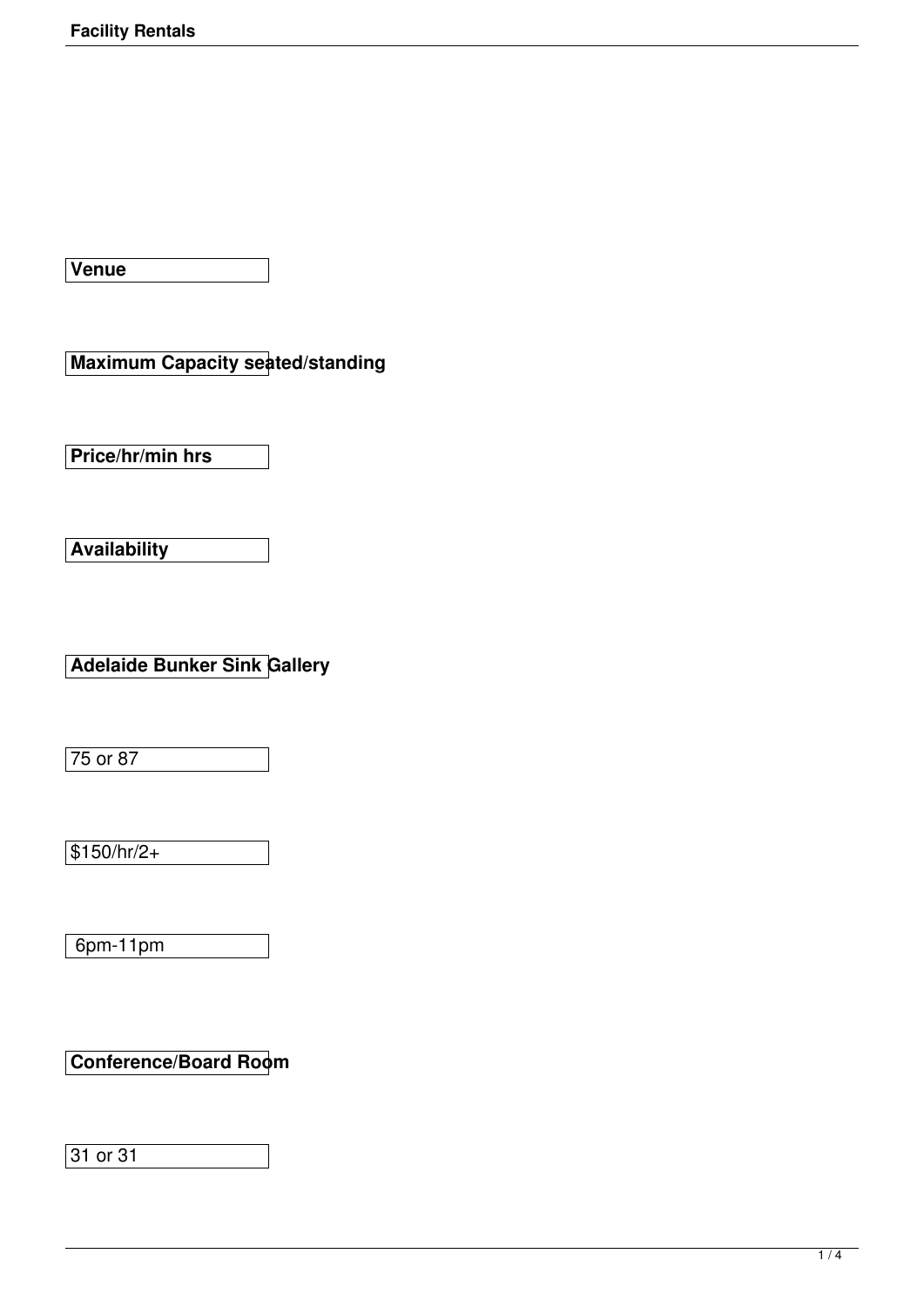| Venue | Maximum Capacity seated/standing | Price/hr/min hrs | Availability |
|---|---|---|---|
| **Adelaide Bunker Sink Gallery** | 75 or 87 | $150/hr/2+ | 6pm-11pm |
| **Conference/Board Room** | 31 or 31 | | |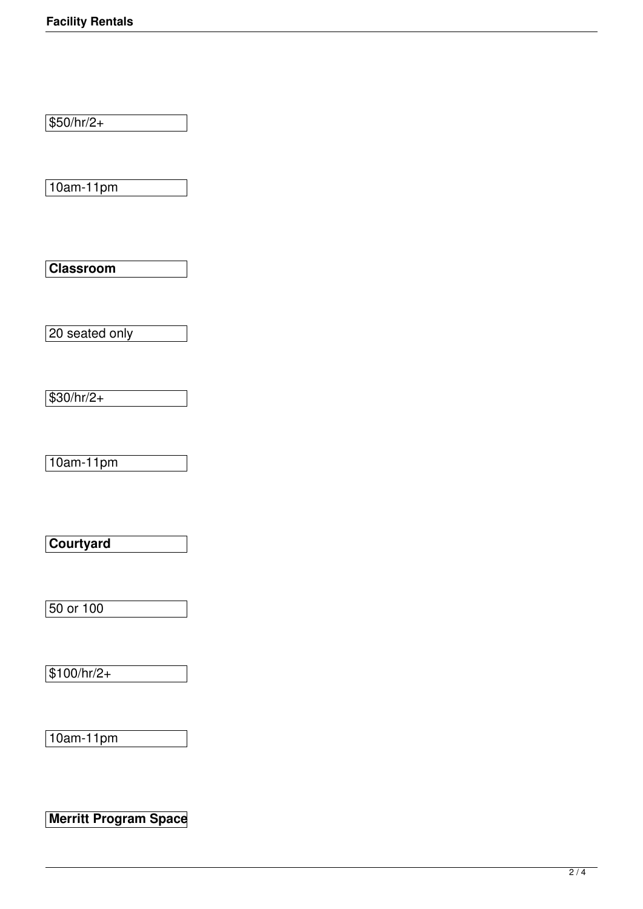$50/hr/2+

10am-11pm

**Classroom**

20 seated only

$30/hr/2+

10am-11pm

**Courtyard**

50 or 100

$100/hr/2+

10am-11pm

**Merritt Program Space**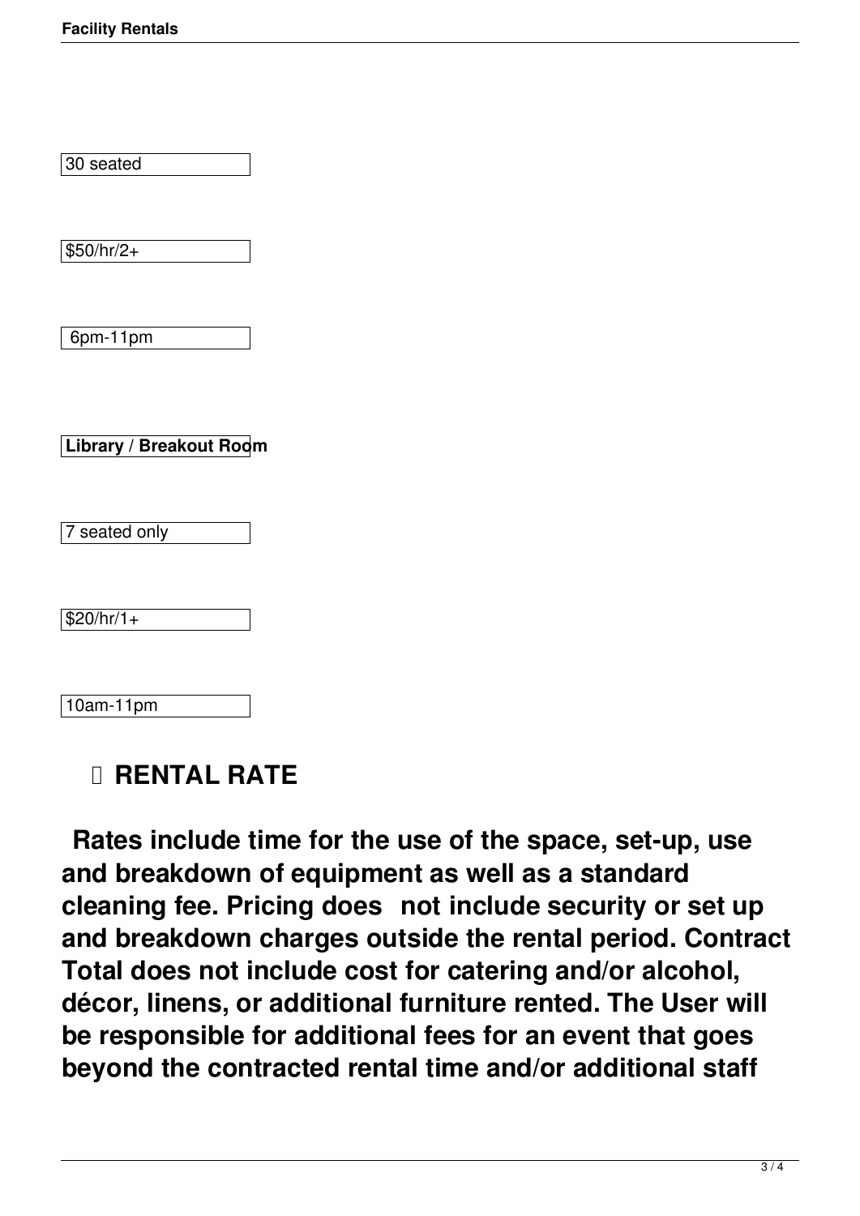30 seated

$50/hr/2+

6pm-11pm

**Library / Breakout Room**

7 seated only

$20/hr/1+

10am-11pm

## RENTAL RATE

**Rates include time for the use of the space, set-up, use and breakdown of equipment as well as a standard cleaning fee. Pricing does not include security or set up and breakdown charges outside the rental period. Contract Total does not include cost for catering and/or alcohol, décor, linens, or additional furniture rented. The User will be responsible for additional fees for an event that goes beyond the contracted rental time and/or additional staff**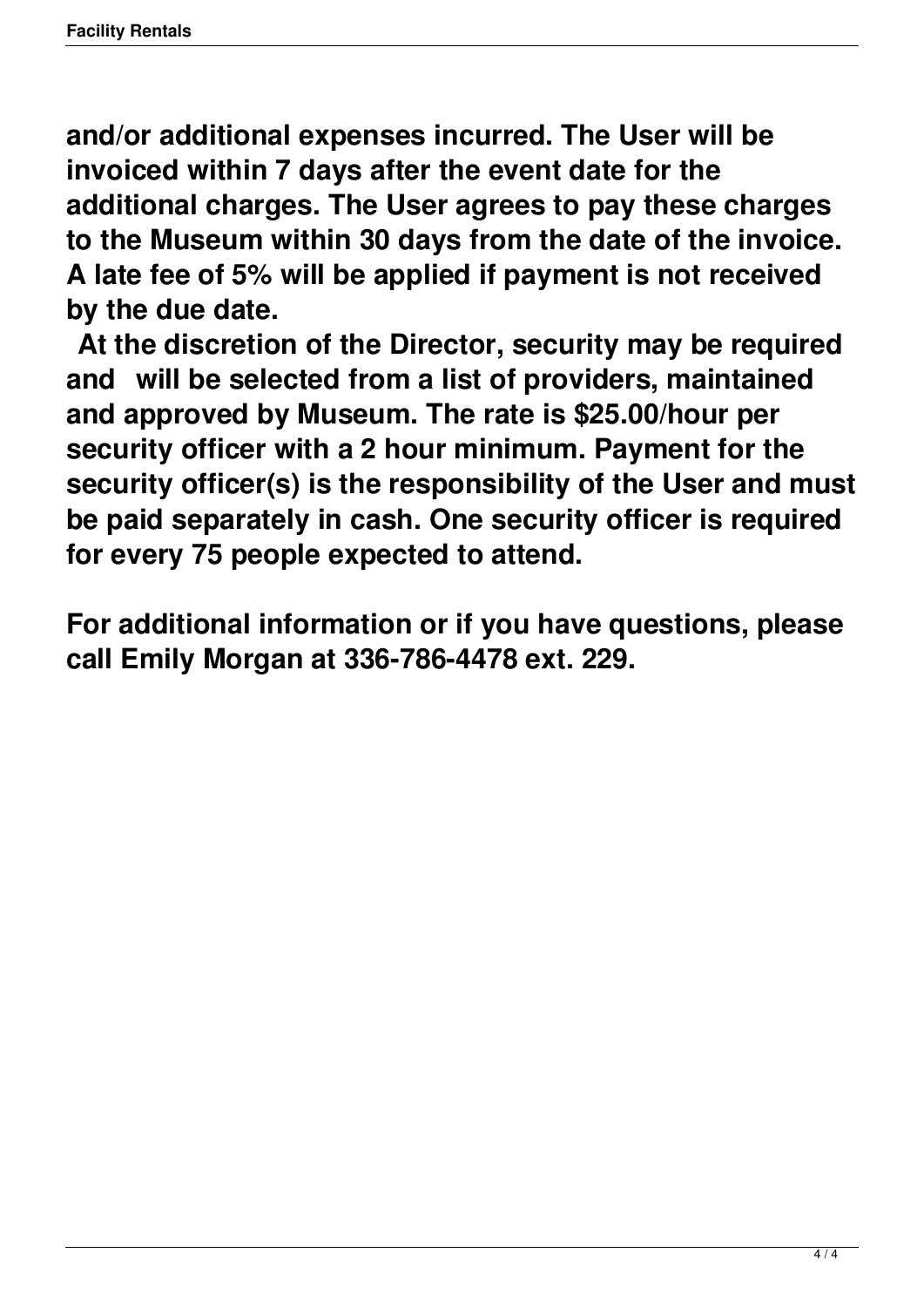**and/or additional expenses incurred. The User will be invoiced within 7 days after the event date for the additional charges. The User agrees to pay these charges to the Museum within 30 days from the date of the invoice. A late fee of 5% will be applied if payment is not received by the due date.**

**At the discretion of the Director, security may be required and will be selected from a list of providers, maintained and approved by Museum. The rate is $25.00/hour per security officer with a 2 hour minimum. Payment for the security officer(s) is the responsibility of the User and must be paid separately in cash. One security officer is required for every 75 people expected to attend.**

**For additional information or if you have questions, please call Emily Morgan at 336-786-4478 ext. 229.**